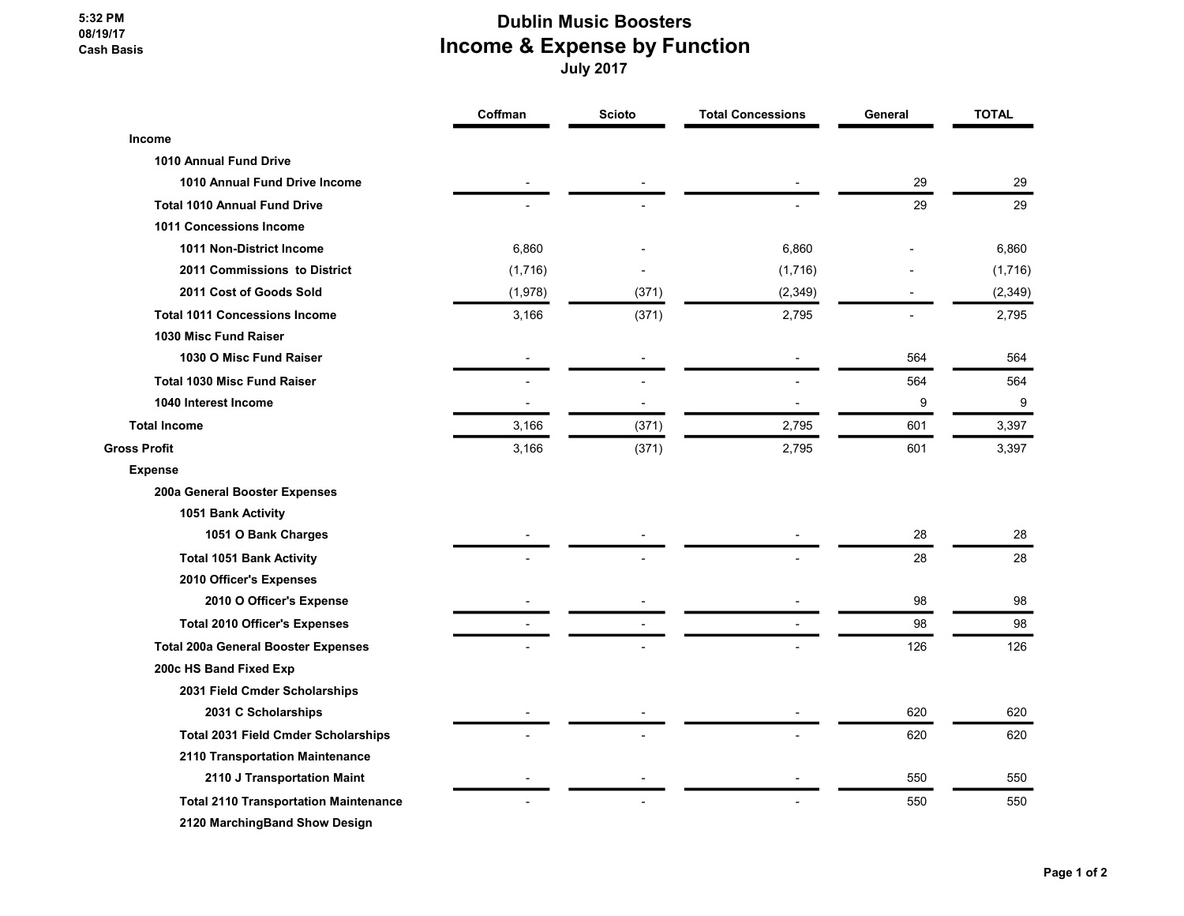5:32 PM
08/19/17
Cash Basis

# Dublin Music Boosters
## Income & Expense by Function
### July 2017

| | Coffman | Scioto | Total Concessions | General | TOTAL |
|---|---|---|---|---|---|
| **Income** | | | | | |
| **1010 Annual Fund Drive** | | | | | |
| **1010 Annual Fund Drive Income** | - | - | - | 29 | 29 |
| **Total 1010 Annual Fund Drive** | - | - | - | 29 | 29 |
| **1011 Concessions Income** | | | | | |
| **1011 Non-District Income** | 6,860 | - | 6,860 | - | 6,860 |
| **2011 Commissions to District** | (1,716) | - | (1,716) | - | (1,716) |
| **2011 Cost of Goods Sold** | (1,978) | (371) | (2,349) | - | (2,349) |
| **Total 1011 Concessions Income** | 3,166 | (371) | 2,795 | - | 2,795 |
| **1030 Misc Fund Raiser** | | | | | |
| **1030 O Misc Fund Raiser** | - | - | - | 564 | 564 |
| **Total 1030 Misc Fund Raiser** | - | - | - | 564 | 564 |
| **1040 Interest Income** | - | - | - | 9 | 9 |
| **Total Income** | 3,166 | (371) | 2,795 | 601 | 3,397 |
| **Gross Profit** | 3,166 | (371) | 2,795 | 601 | 3,397 |
| **Expense** | | | | | |
| **200a General Booster Expenses** | | | | | |
| **1051 Bank Activity** | | | | | |
| **1051 O Bank Charges** | - | - | - | 28 | 28 |
| **Total 1051 Bank Activity** | - | - | - | 28 | 28 |
| **2010 Officer's Expenses** | | | | | |
| **2010 O Officer's Expense** | - | - | - | 98 | 98 |
| **Total 2010 Officer's Expenses** | - | - | - | 98 | 98 |
| **Total 200a General Booster Expenses** | - | - | - | 126 | 126 |
| **200c HS Band Fixed Exp** | | | | | |
| **2031 Field Cmder Scholarships** | | | | | |
| **2031 C Scholarships** | - | - | - | 620 | 620 |
| **Total 2031 Field Cmder Scholarships** | - | - | - | 620 | 620 |
| **2110 Transportation Maintenance** | | | | | |
| **2110 J Transportation Maint** | - | - | - | 550 | 550 |
| **Total 2110 Transportation Maintenance** | - | - | - | 550 | 550 |
| **2120 MarchingBand Show Design** | | | | | |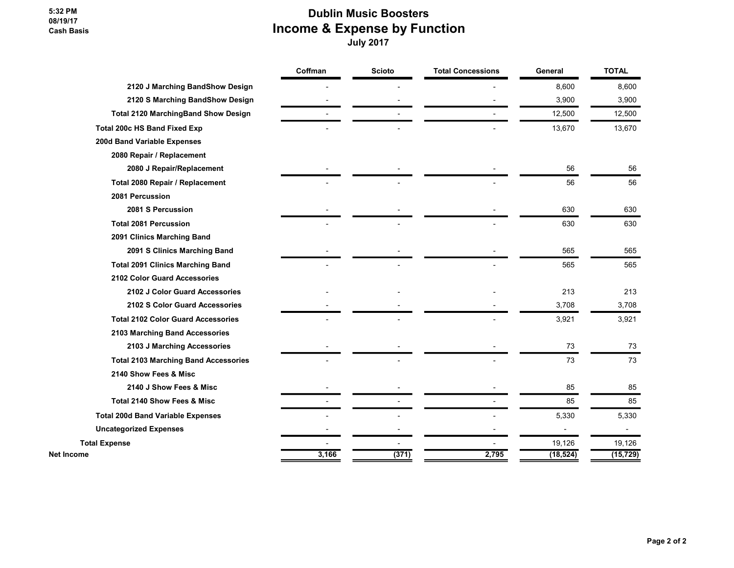# Dublin Music Boosters

## Income & Expense by Function

**July 2017**

5:32 PM
08/19/17
Cash Basis

| | Coffman | Scioto | Total Concessions | General | TOTAL |
|---|---|---|---|---|---|
| 2120 J Marching BandShow Design | - | - | - | 8,600 | 8,600 |
| 2120 S Marching BandShow Design | - | - | - | 3,900 | 3,900 |
| Total 2120 MarchingBand Show Design | - | - | - | 12,500 | 12,500 |
| Total 200c HS Band Fixed Exp | - | - | - | 13,670 | 13,670 |
| 200d Band Variable Expenses | | | | | |
| 2080 Repair / Replacement | | | | | |
| 2080 J Repair/Replacement | - | - | - | 56 | 56 |
| Total 2080 Repair / Replacement | - | - | - | 56 | 56 |
| 2081 Percussion | | | | | |
| 2081 S Percussion | - | - | - | 630 | 630 |
| Total 2081 Percussion | - | - | - | 630 | 630 |
| 2091 Clinics Marching Band | | | | | |
| 2091 S Clinics Marching Band | - | - | - | 565 | 565 |
| Total 2091 Clinics Marching Band | - | - | - | 565 | 565 |
| 2102 Color Guard Accessories | | | | | |
| 2102 J Color Guard Accessories | - | - | - | 213 | 213 |
| 2102 S Color Guard Accessories | - | - | - | 3,708 | 3,708 |
| Total 2102 Color Guard Accessories | - | - | - | 3,921 | 3,921 |
| 2103 Marching Band Accessories | | | | | |
| 2103 J Marching Accessories | - | - | - | 73 | 73 |
| Total 2103 Marching Band Accessories | - | - | - | 73 | 73 |
| 2140 Show Fees & Misc | | | | | |
| 2140 J Show Fees & Misc | - | - | - | 85 | 85 |
| Total 2140 Show Fees & Misc | - | - | - | 85 | 85 |
| Total 200d Band Variable Expenses | - | - | - | 5,330 | 5,330 |
| Uncategorized Expenses | - | - | - | - | - |
| Total Expense | - | - | - | 19,126 | 19,126 |
| Net Income | 3,166 | (371) | 2,795 | (18,524) | (15,729) |